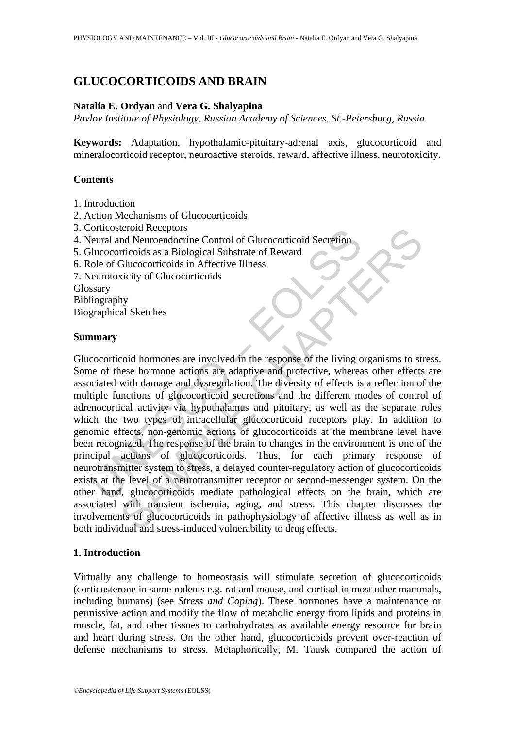# GLUCOCORTICOIDS AND BRAIN

**Natalia E. Ordyan** and **Vera G. Shalyapina**

*Pavlov Institute of Physiology, Russian Academy of Sciences, St.-Petersburg, Russia.*

**Keywords:** Adaptation, hypothalamic-pituitary-adrenal axis, glucocorticoid and mineralocorticoid receptor, neuroactive steroids, reward, affective illness, neurotoxicity.

## Contents

1. Introduction
2. Action Mechanisms of Glucocorticoids
3. Corticosteroid Receptors
4. Neural and Neuroendocrine Control of Glucocorticoid Secretion
5. Glucocorticoids as a Biological Substrate of Reward
6. Role of Glucocorticoids in Affective Illness
7. Neurotoxicity of Glucocorticoids

Glossary
Bibliography
Biographical Sketches

## Summary

Glucocorticoid hormones are involved in the response of the living organisms to stress. Some of these hormone actions are adaptive and protective, whereas other effects are associated with damage and dysregulation. The diversity of effects is a reflection of the multiple functions of glucocorticoid secretions and the different modes of control of adrenocortical activity via hypothalamus and pituitary, as well as the separate roles which the two types of intracellular glucocorticoid receptors play. In addition to genomic effects, non-genomic actions of glucocorticoids at the membrane level have been recognized. The response of the brain to changes in the environment is one of the principal actions of glucocorticoids. Thus, for each primary response of neurotransmitter system to stress, a delayed counter-regulatory action of glucocorticoids exists at the level of a neurotransmitter receptor or second-messenger system. On the other hand, glucocorticoids mediate pathological effects on the brain, which are associated with transient ischemia, aging, and stress. This chapter discusses the involvements of glucocorticoids in pathophysiology of affective illness as well as in both individual and stress-induced vulnerability to drug effects.

## 1. Introduction

Virtually any challenge to homeostasis will stimulate secretion of glucocorticoids (corticosterone in some rodents e.g. rat and mouse, and cortisol in most other mammals, including humans) (see *Stress and Coping*). These hormones have a maintenance or permissive action and modify the flow of metabolic energy from lipids and proteins in muscle, fat, and other tissues to carbohydrates as available energy resource for brain and heart during stress. On the other hand, glucocorticoids prevent over-reaction of defense mechanisms to stress. Metaphorically, M. Tausk compared the action of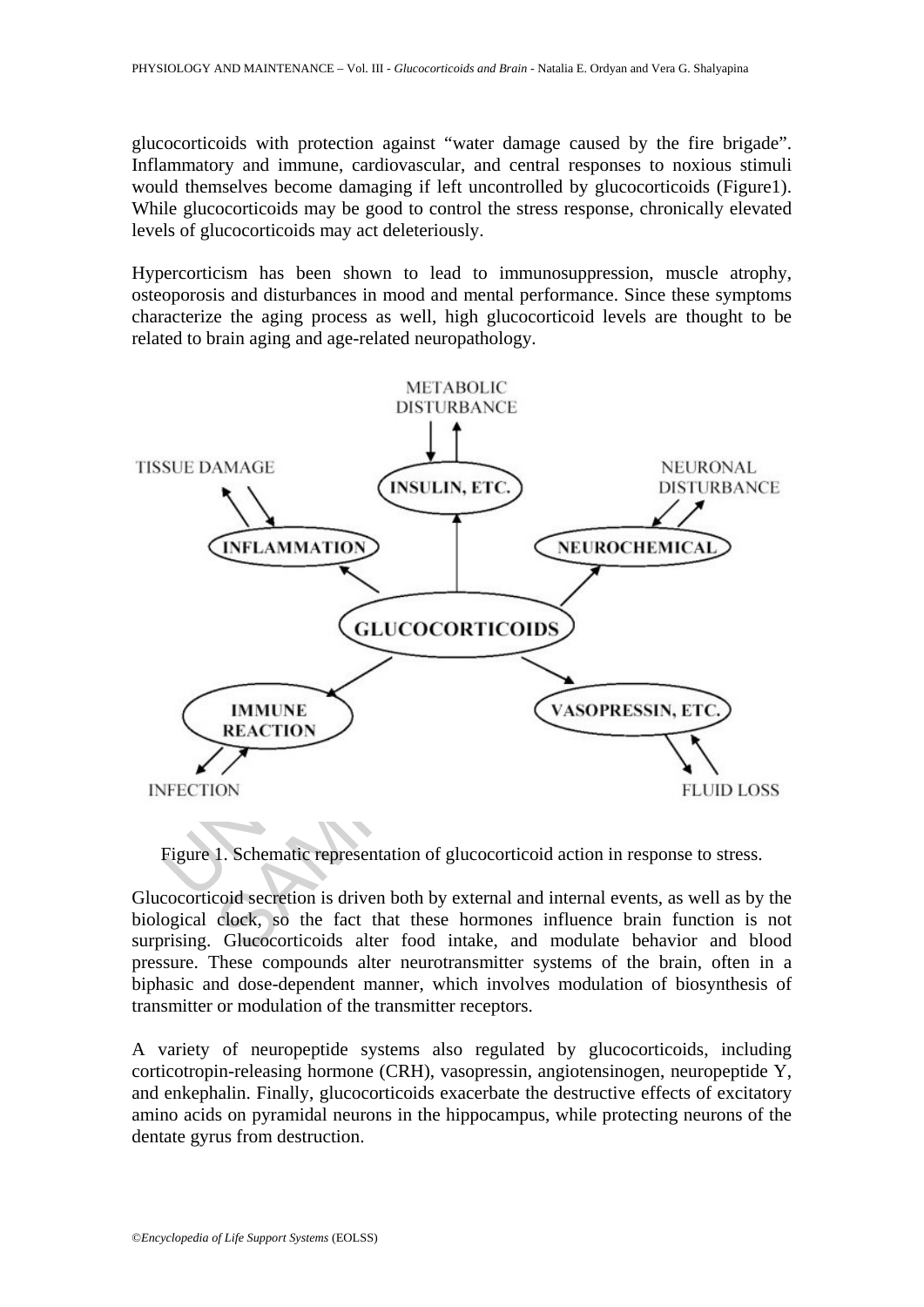glucocorticoids with protection against "water damage caused by the fire brigade". Inflammatory and immune, cardiovascular, and central responses to noxious stimuli would themselves become damaging if left uncontrolled by glucocorticoids (Figure1). While glucocorticoids may be good to control the stress response, chronically elevated levels of glucocorticoids may act deleteriously.

Hypercorticism has been shown to lead to immunosuppression, muscle atrophy, osteoporosis and disturbances in mood and mental performance. Since these symptoms characterize the aging process as well, high glucocorticoid levels are thought to be related to brain aging and age-related neuropathology.

Figure 1. Schematic representation of glucocorticoid action in response to stress.

Glucocorticoid secretion is driven both by external and internal events, as well as by the biological clock, so the fact that these hormones influence brain function is not surprising. Glucocorticoids alter food intake, and modulate behavior and blood pressure. These compounds alter neurotransmitter systems of the brain, often in a biphasic and dose-dependent manner, which involves modulation of biosynthesis of transmitter or modulation of the transmitter receptors.

A variety of neuropeptide systems also regulated by glucocorticoids, including corticotropin-releasing hormone (CRH), vasopressin, angiotensinogen, neuropeptide Y, and enkephalin. Finally, glucocorticoids exacerbate the destructive effects of excitatory amino acids on pyramidal neurons in the hippocampus, while protecting neurons of the dentate gyrus from destruction.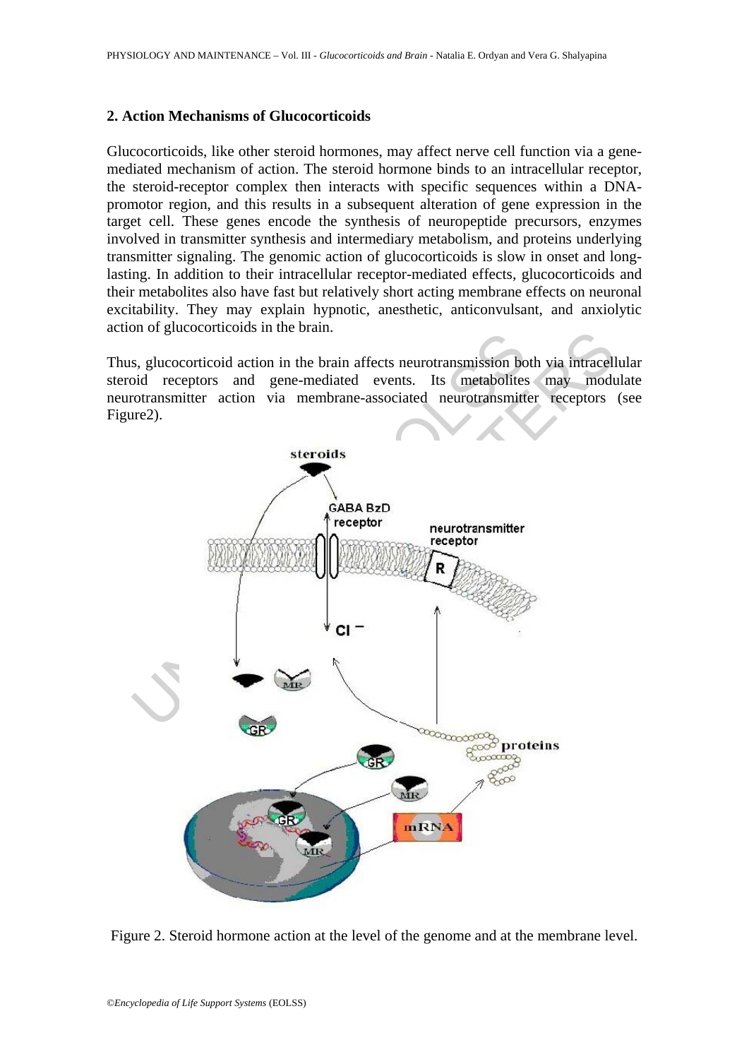## 2. Action Mechanisms of Glucocorticoids

Glucocorticoids, like other steroid hormones, may affect nerve cell function via a gene-mediated mechanism of action. The steroid hormone binds to an intracellular receptor, the steroid-receptor complex then interacts with specific sequences within a DNA-promotor region, and this results in a subsequent alteration of gene expression in the target cell. These genes encode the synthesis of neuropeptide precursors, enzymes involved in transmitter synthesis and intermediary metabolism, and proteins underlying transmitter signaling. The genomic action of glucocorticoids is slow in onset and long-lasting. In addition to their intracellular receptor-mediated effects, glucocorticoids and their metabolites also have fast but relatively short acting membrane effects on neuronal excitability. They may explain hypnotic, anesthetic, anticonvulsant, and anxiolytic action of glucocorticoids in the brain.

Thus, glucocorticoid action in the brain affects neurotransmission both via intracellular steroid receptors and gene-mediated events. Its metabolites may modulate neurotransmitter action via membrane-associated neurotransmitter receptors (see Figure2).

Figure 2. Steroid hormone action at the level of the genome and at the membrane level.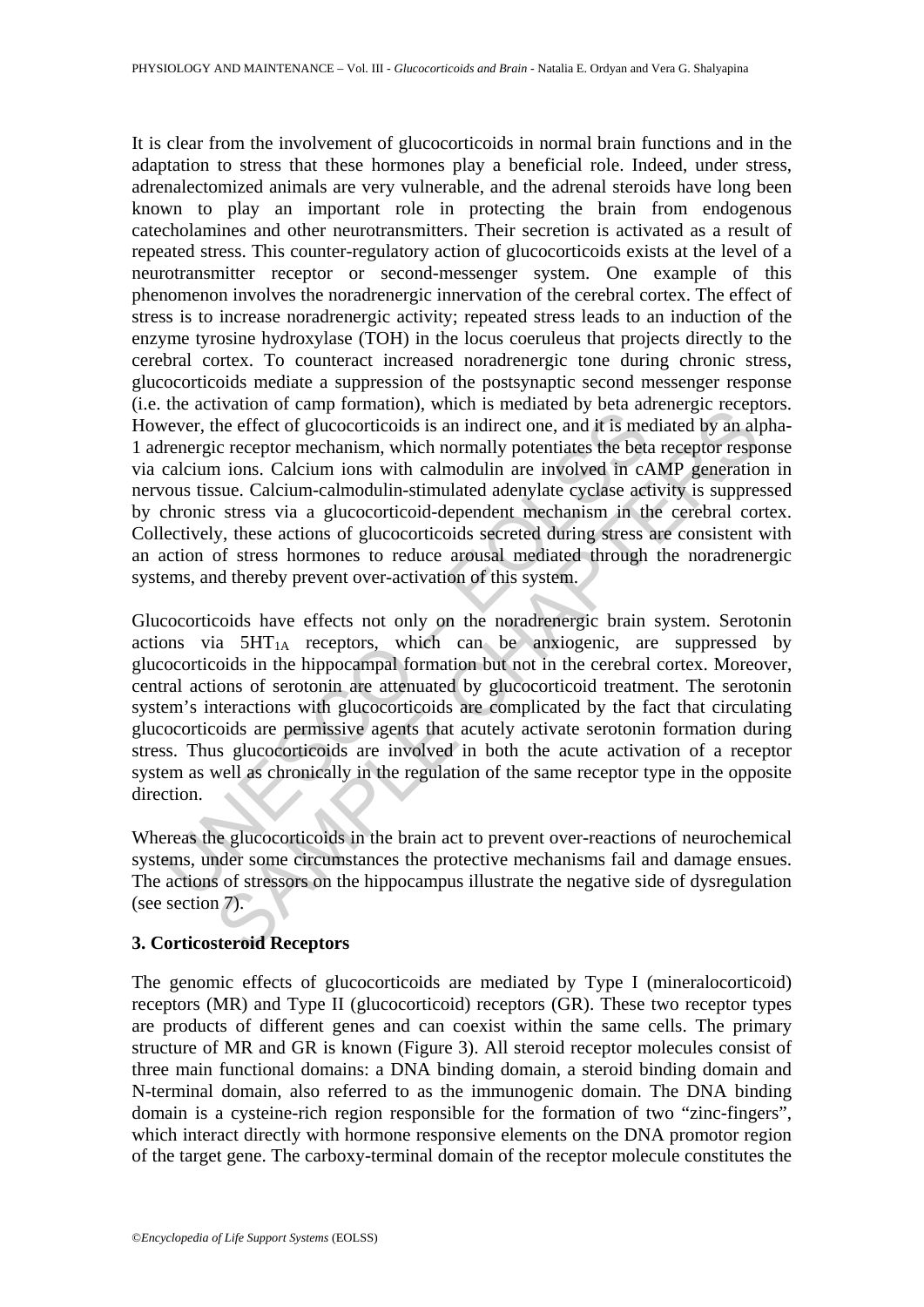It is clear from the involvement of glucocorticoids in normal brain functions and in the adaptation to stress that these hormones play a beneficial role. Indeed, under stress, adrenalectomized animals are very vulnerable, and the adrenal steroids have long been known to play an important role in protecting the brain from endogenous catecholamines and other neurotransmitters. Their secretion is activated as a result of repeated stress. This counter-regulatory action of glucocorticoids exists at the level of a neurotransmitter receptor or second-messenger system. One example of this phenomenon involves the noradrenergic innervation of the cerebral cortex. The effect of stress is to increase noradrenergic activity; repeated stress leads to an induction of the enzyme tyrosine hydroxylase (TOH) in the locus coeruleus that projects directly to the cerebral cortex. To counteract increased noradrenergic tone during chronic stress, glucocorticoids mediate a suppression of the postsynaptic second messenger response (i.e. the activation of camp formation), which is mediated by beta adrenergic receptors. However, the effect of glucocorticoids is an indirect one, and it is mediated by an alpha-1 adrenergic receptor mechanism, which normally potentiates the beta receptor response via calcium ions. Calcium ions with calmodulin are involved in cAMP generation in nervous tissue. Calcium-calmodulin-stimulated adenylate cyclase activity is suppressed by chronic stress via a glucocorticoid-dependent mechanism in the cerebral cortex. Collectively, these actions of glucocorticoids secreted during stress are consistent with an action of stress hormones to reduce arousal mediated through the noradrenergic systems, and thereby prevent over-activation of this system.

Glucocorticoids have effects not only on the noradrenergic brain system. Serotonin actions via $5HT_{1A}$ receptors, which can be anxiogenic, are suppressed by glucocorticoids in the hippocampal formation but not in the cerebral cortex. Moreover, central actions of serotonin are attenuated by glucocorticoid treatment. The serotonin system's interactions with glucocorticoids are complicated by the fact that circulating glucocorticoids are permissive agents that acutely activate serotonin formation during stress. Thus glucocorticoids are involved in both the acute activation of a receptor system as well as chronically in the regulation of the same receptor type in the opposite direction.

Whereas the glucocorticoids in the brain act to prevent over-reactions of neurochemical systems, under some circumstances the protective mechanisms fail and damage ensues. The actions of stressors on the hippocampus illustrate the negative side of dysregulation (see section 7).

## 3. Corticosteroid Receptors

The genomic effects of glucocorticoids are mediated by Type I (mineralocorticoid) receptors (MR) and Type II (glucocorticoid) receptors (GR). These two receptor types are products of different genes and can coexist within the same cells. The primary structure of MR and GR is known (Figure 3). All steroid receptor molecules consist of three main functional domains: a DNA binding domain, a steroid binding domain and N-terminal domain, also referred to as the immunogenic domain. The DNA binding domain is a cysteine-rich region responsible for the formation of two "zinc-fingers", which interact directly with hormone responsive elements on the DNA promotor region of the target gene. The carboxy-terminal domain of the receptor molecule constitutes the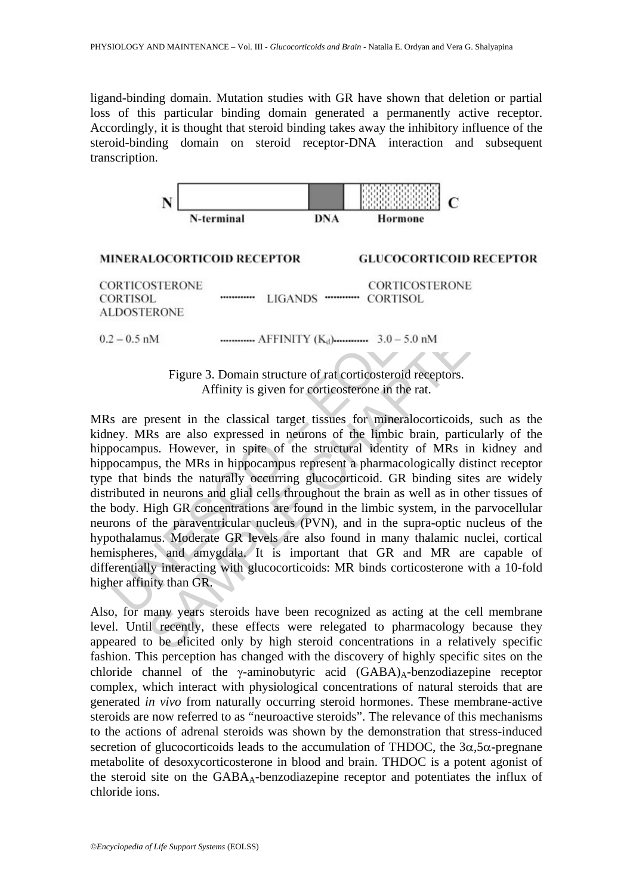ligand-binding domain. Mutation studies with GR have shown that deletion or partial loss of this particular binding domain generated a permanently active receptor. Accordingly, it is thought that steroid binding takes away the inhibitory influence of the steroid-binding domain on steroid receptor-DNA interaction and subsequent transcription.

N [ N-terminal | DNA | | Hormone ] C

| MINERALOCORTICOID RECEPTOR | | GLUCOCORTICOID RECEPTOR |
|---|---|---|
| CORTICOSTERONE<br>CORTISOL<br>ALDOSTERONE | LIGANDS | CORTICOSTERONE<br>CORTISOL |
| 0.2 – 0.5 nM | AFFINITY ($K_d$) | 3.0 – 5.0 nM |

Figure 3. Domain structure of rat corticosteroid receptors.
Affinity is given for corticosterone in the rat.

MRs are present in the classical target tissues for mineralocorticoids, such as the kidney. MRs are also expressed in neurons of the limbic brain, particularly of the hippocampus. However, in spite of the structural identity of MRs in kidney and hippocampus, the MRs in hippocampus represent a pharmacologically distinct receptor type that binds the naturally occurring glucocorticoid. GR binding sites are widely distributed in neurons and glial cells throughout the brain as well as in other tissues of the body. High GR concentrations are found in the limbic system, in the parvocellular neurons of the paraventricular nucleus (PVN), and in the supra-optic nucleus of the hypothalamus. Moderate GR levels are also found in many thalamic nuclei, cortical hemispheres, and amygdala. It is important that GR and MR are capable of differentially interacting with glucocorticoids: MR binds corticosterone with a 10-fold higher affinity than GR.

Also, for many years steroids have been recognized as acting at the cell membrane level. Until recently, these effects were relegated to pharmacology because they appeared to be elicited only by high steroid concentrations in a relatively specific fashion. This perception has changed with the discovery of highly specific sites on the chloride channel of the γ-aminobutyric acid $(GABA)_A$-benzodiazepine receptor complex, which interact with physiological concentrations of natural steroids that are generated *in vivo* from naturally occurring steroid hormones. These membrane-active steroids are now referred to as "neuroactive steroids". The relevance of this mechanisms to the actions of adrenal steroids was shown by the demonstration that stress-induced secretion of glucocorticoids leads to the accumulation of THDOC, the 3α,5α-pregnane metabolite of desoxycorticosterone in blood and brain. THDOC is a potent agonist of the steroid site on the $GABA_A$-benzodiazepine receptor and potentiates the influx of chloride ions.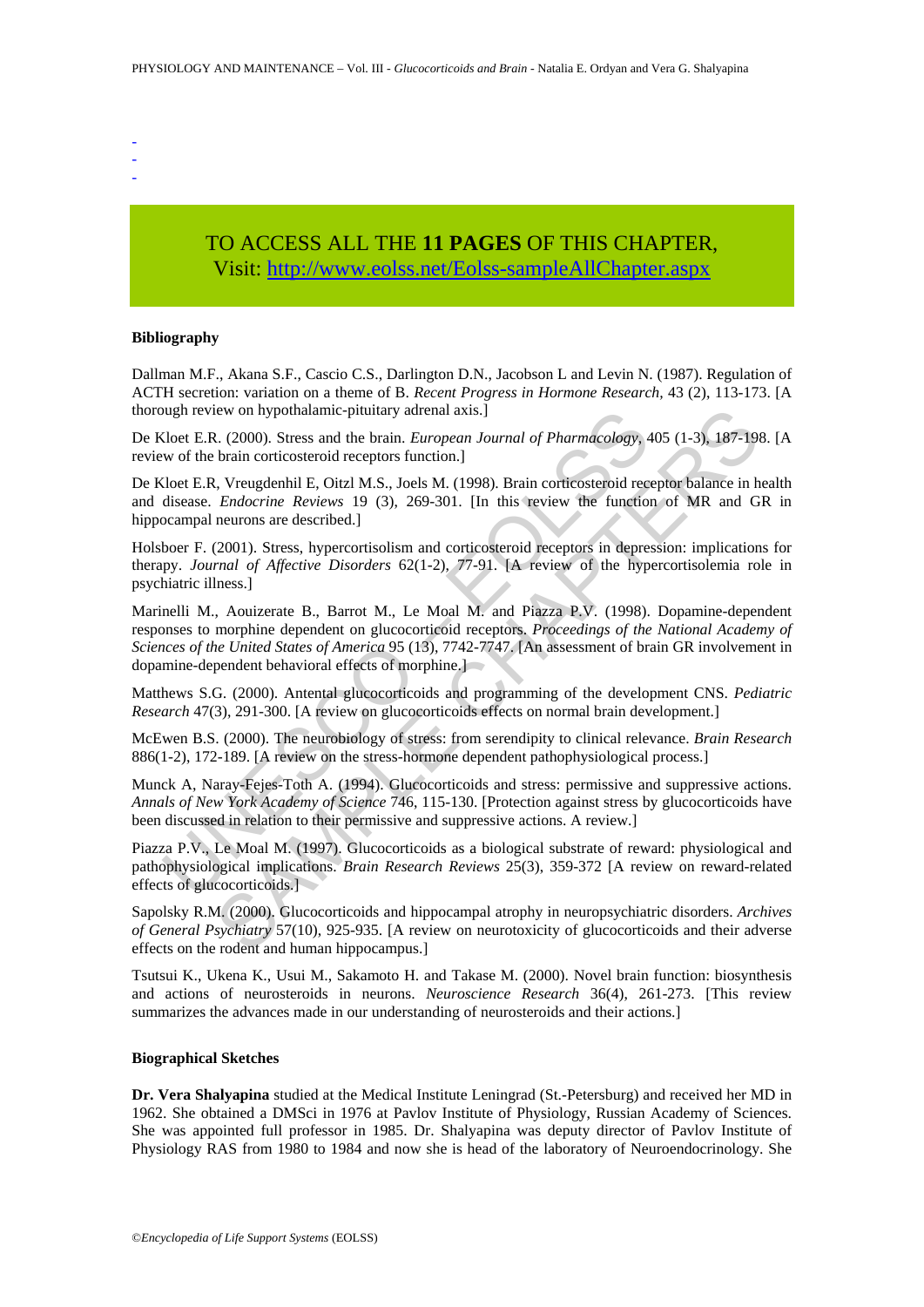-
-
-

TO ACCESS ALL THE **11 PAGES** OF THIS CHAPTER,
Visit: http://www.eolss.net/Eolss-sampleAllChapter.aspx

### Bibliography

Dallman M.F., Akana S.F., Cascio C.S., Darlington D.N., Jacobson L and Levin N. (1987). Regulation of ACTH secretion: variation on a theme of B. *Recent Progress in Hormone Research*, 43 (2), 113-173. [A thorough review on hypothalamic-pituitary adrenal axis.]

De Kloet E.R. (2000). Stress and the brain. *European Journal of Pharmacology*, 405 (1-3), 187-198. [A review of the brain corticosteroid receptors function.]

De Kloet E.R, Vreugdenhil E, Oitzl M.S., Joels M. (1998). Brain corticosteroid receptor balance in health and disease. *Endocrine Reviews* 19 (3), 269-301. [In this review the function of MR and GR in hippocampal neurons are described.]

Holsboer F. (2001). Stress, hypercortisolism and corticosteroid receptors in depression: implications for therapy. *Journal of Affective Disorders* 62(1-2), 77-91. [A review of the hypercortisolemia role in psychiatric illness.]

Marinelli M., Aouizerate B., Barrot M., Le Moal M. and Piazza P.V. (1998). Dopamine-dependent responses to morphine dependent on glucocorticoid receptors. *Proceedings of the National Academy of Sciences of the United States of America* 95 (13), 7742-7747. [An assessment of brain GR involvement in dopamine-dependent behavioral effects of morphine.]

Matthews S.G. (2000). Antental glucocorticoids and programming of the development CNS. *Pediatric Research* 47(3), 291-300. [A review on glucocorticoids effects on normal brain development.]

McEwen B.S. (2000). The neurobiology of stress: from serendipity to clinical relevance. *Brain Research* 886(1-2), 172-189. [A review on the stress-hormone dependent pathophysiological process.]

Munck A, Naray-Fejes-Toth A. (1994). Glucocorticoids and stress: permissive and suppressive actions. *Annals of New York Academy of Science* 746, 115-130. [Protection against stress by glucocorticoids have been discussed in relation to their permissive and suppressive actions. A review.]

Piazza P.V., Le Moal M. (1997). Glucocorticoids as a biological substrate of reward: physiological and pathophysiological implications. *Brain Research Reviews* 25(3), 359-372 [A review on reward-related effects of glucocorticoids.]

Sapolsky R.M. (2000). Glucocorticoids and hippocampal atrophy in neuropsychiatric disorders. *Archives of General Psychiatry* 57(10), 925-935. [A review on neurotoxicity of glucocorticoids and their adverse effects on the rodent and human hippocampus.]

Tsutsui K., Ukena K., Usui M., Sakamoto H. and Takase M. (2000). Novel brain function: biosynthesis and actions of neurosteroids in neurons. *Neuroscience Research* 36(4), 261-273. [This review summarizes the advances made in our understanding of neurosteroids and their actions.]

### Biographical Sketches

**Dr. Vera Shalyapina** studied at the Medical Institute Leningrad (St.-Petersburg) and received her MD in 1962. She obtained a DMSci in 1976 at Pavlov Institute of Physiology, Russian Academy of Sciences. She was appointed full professor in 1985. Dr. Shalyapina was deputy director of Pavlov Institute of Physiology RAS from 1980 to 1984 and now she is head of the laboratory of Neuroendocrinology. She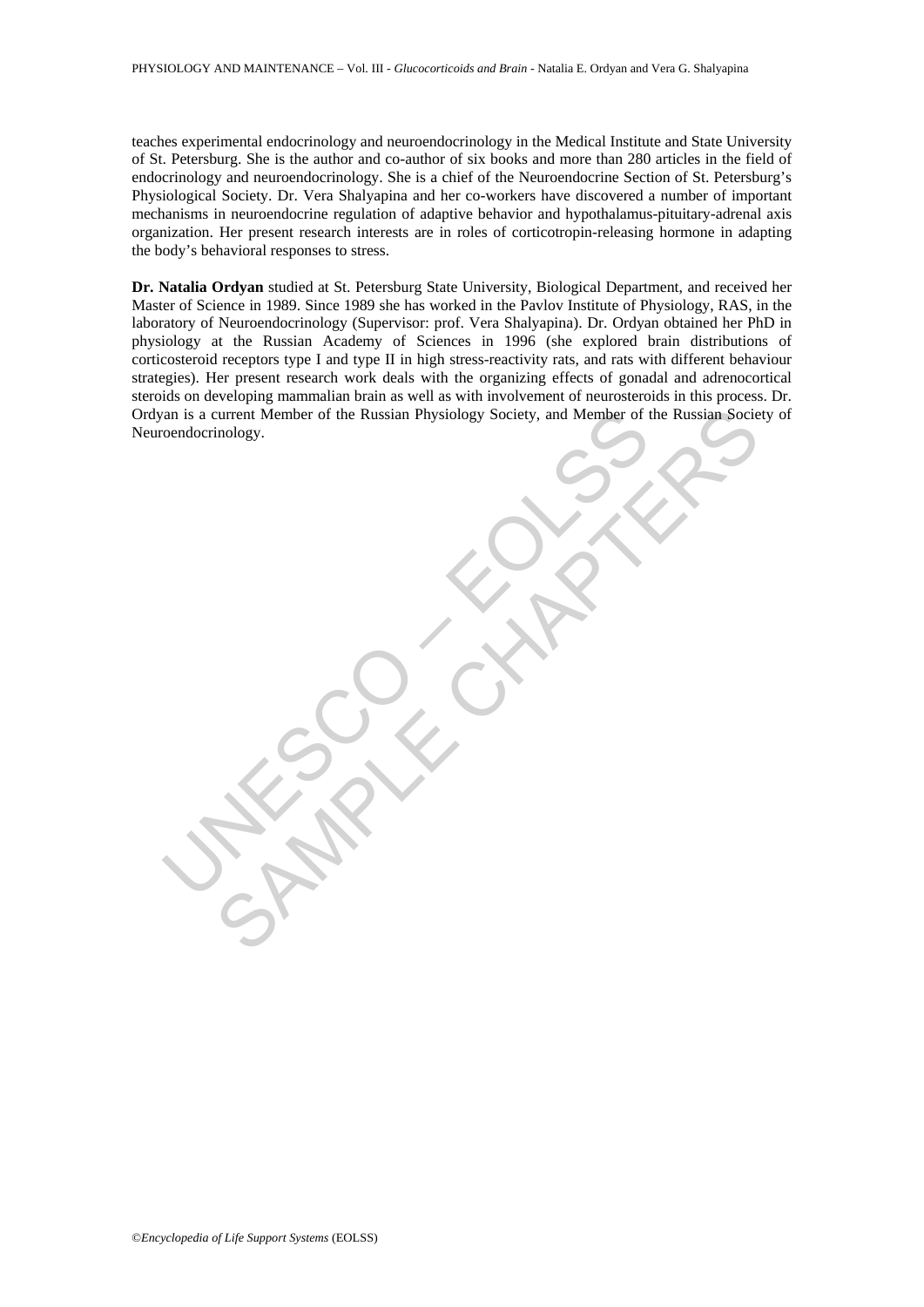teaches experimental endocrinology and neuroendocrinology in the Medical Institute and State University of St. Petersburg. She is the author and co-author of six books and more than 280 articles in the field of endocrinology and neuroendocrinology. She is a chief of the Neuroendocrine Section of St. Petersburg's Physiological Society. Dr. Vera Shalyapina and her co-workers have discovered a number of important mechanisms in neuroendocrine regulation of adaptive behavior and hypothalamus-pituitary-adrenal axis organization. Her present research interests are in roles of corticotropin-releasing hormone in adapting the body's behavioral responses to stress.

**Dr. Natalia Ordyan** studied at St. Petersburg State University, Biological Department, and received her Master of Science in 1989. Since 1989 she has worked in the Pavlov Institute of Physiology, RAS, in the laboratory of Neuroendocrinology (Supervisor: prof. Vera Shalyapina). Dr. Ordyan obtained her PhD in physiology at the Russian Academy of Sciences in 1996 (she explored brain distributions of corticosteroid receptors type I and type II in high stress-reactivity rats, and rats with different behaviour strategies). Her present research work deals with the organizing effects of gonadal and adrenocortical steroids on developing mammalian brain as well as with involvement of neurosteroids in this process. Dr. Ordyan is a current Member of the Russian Physiology Society, and Member of the Russian Society of Neuroendocrinology.